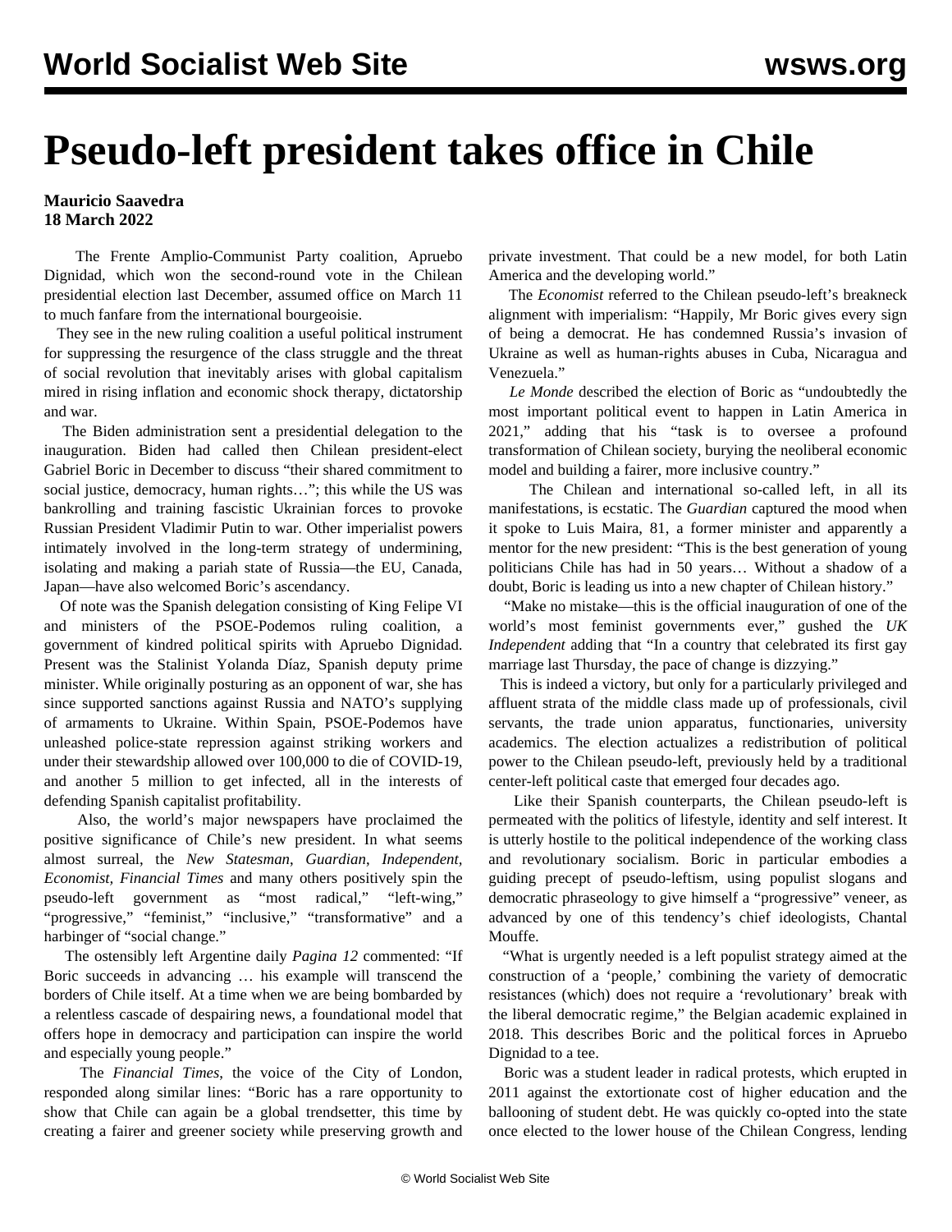# Pseudo-left president takes office in Chile

**Mauricio Saavedra**
**18 March 2022**

The Frente Amplio-Communist Party coalition, Apruebo Dignidad, which won the second-round vote in the Chilean presidential election last December, assumed office on March 11 to much fanfare from the international bourgeoisie.

They see in the new ruling coalition a useful political instrument for suppressing the resurgence of the class struggle and the threat of social revolution that inevitably arises with global capitalism mired in rising inflation and economic shock therapy, dictatorship and war.

The Biden administration sent a presidential delegation to the inauguration. Biden had called then Chilean president-elect Gabriel Boric in December to discuss "their shared commitment to social justice, democracy, human rights…"; this while the US was bankrolling and training fascistic Ukrainian forces to provoke Russian President Vladimir Putin to war. Other imperialist powers intimately involved in the long-term strategy of undermining, isolating and making a pariah state of Russia—the EU, Canada, Japan—have also welcomed Boric's ascendancy.

Of note was the Spanish delegation consisting of King Felipe VI and ministers of the PSOE-Podemos ruling coalition, a government of kindred political spirits with Apruebo Dignidad. Present was the Stalinist Yolanda Díaz, Spanish deputy prime minister. While originally posturing as an opponent of war, she has since supported sanctions against Russia and NATO's supplying of armaments to Ukraine. Within Spain, PSOE-Podemos have unleashed police-state repression against striking workers and under their stewardship allowed over 100,000 to die of COVID-19, and another 5 million to get infected, all in the interests of defending Spanish capitalist profitability.

Also, the world's major newspapers have proclaimed the positive significance of Chile's new president. In what seems almost surreal, the *New Statesman*, *Guardian*, *Independent*, *Economist*, *Financial Times* and many others positively spin the pseudo-left government as "most radical," "left-wing," "progressive," "feminist," "inclusive," "transformative" and a harbinger of "social change."

The ostensibly left Argentine daily *Pagina 12* commented: "If Boric succeeds in advancing … his example will transcend the borders of Chile itself. At a time when we are being bombarded by a relentless cascade of despairing news, a foundational model that offers hope in democracy and participation can inspire the world and especially young people."

The *Financial Times*, the voice of the City of London, responded along similar lines: "Boric has a rare opportunity to show that Chile can again be a global trendsetter, this time by creating a fairer and greener society while preserving growth and private investment. That could be a new model, for both Latin America and the developing world."

The *Economist* referred to the Chilean pseudo-left's breakneck alignment with imperialism: "Happily, Mr Boric gives every sign of being a democrat. He has condemned Russia's invasion of Ukraine as well as human-rights abuses in Cuba, Nicaragua and Venezuela."

*Le Monde* described the election of Boric as "undoubtedly the most important political event to happen in Latin America in 2021," adding that his "task is to oversee a profound transformation of Chilean society, burying the neoliberal economic model and building a fairer, more inclusive country."

The Chilean and international so-called left, in all its manifestations, is ecstatic. The *Guardian* captured the mood when it spoke to Luis Maira, 81, a former minister and apparently a mentor for the new president: "This is the best generation of young politicians Chile has had in 50 years… Without a shadow of a doubt, Boric is leading us into a new chapter of Chilean history."

"Make no mistake—this is the official inauguration of one of the world's most feminist governments ever," gushed the *UK Independent* adding that "In a country that celebrated its first gay marriage last Thursday, the pace of change is dizzying."

This is indeed a victory, but only for a particularly privileged and affluent strata of the middle class made up of professionals, civil servants, the trade union apparatus, functionaries, university academics. The election actualizes a redistribution of political power to the Chilean pseudo-left, previously held by a traditional center-left political caste that emerged four decades ago.

Like their Spanish counterparts, the Chilean pseudo-left is permeated with the politics of lifestyle, identity and self interest. It is utterly hostile to the political independence of the working class and revolutionary socialism. Boric in particular embodies a guiding precept of pseudo-leftism, using populist slogans and democratic phraseology to give himself a "progressive" veneer, as advanced by one of this tendency's chief ideologists, Chantal Mouffe.

"What is urgently needed is a left populist strategy aimed at the construction of a 'people,' combining the variety of democratic resistances (which) does not require a 'revolutionary' break with the liberal democratic regime," the Belgian academic explained in 2018. This describes Boric and the political forces in Apruebo Dignidad to a tee.

Boric was a student leader in radical protests, which erupted in 2011 against the extortionate cost of higher education and the ballooning of student debt. He was quickly co-opted into the state once elected to the lower house of the Chilean Congress, lending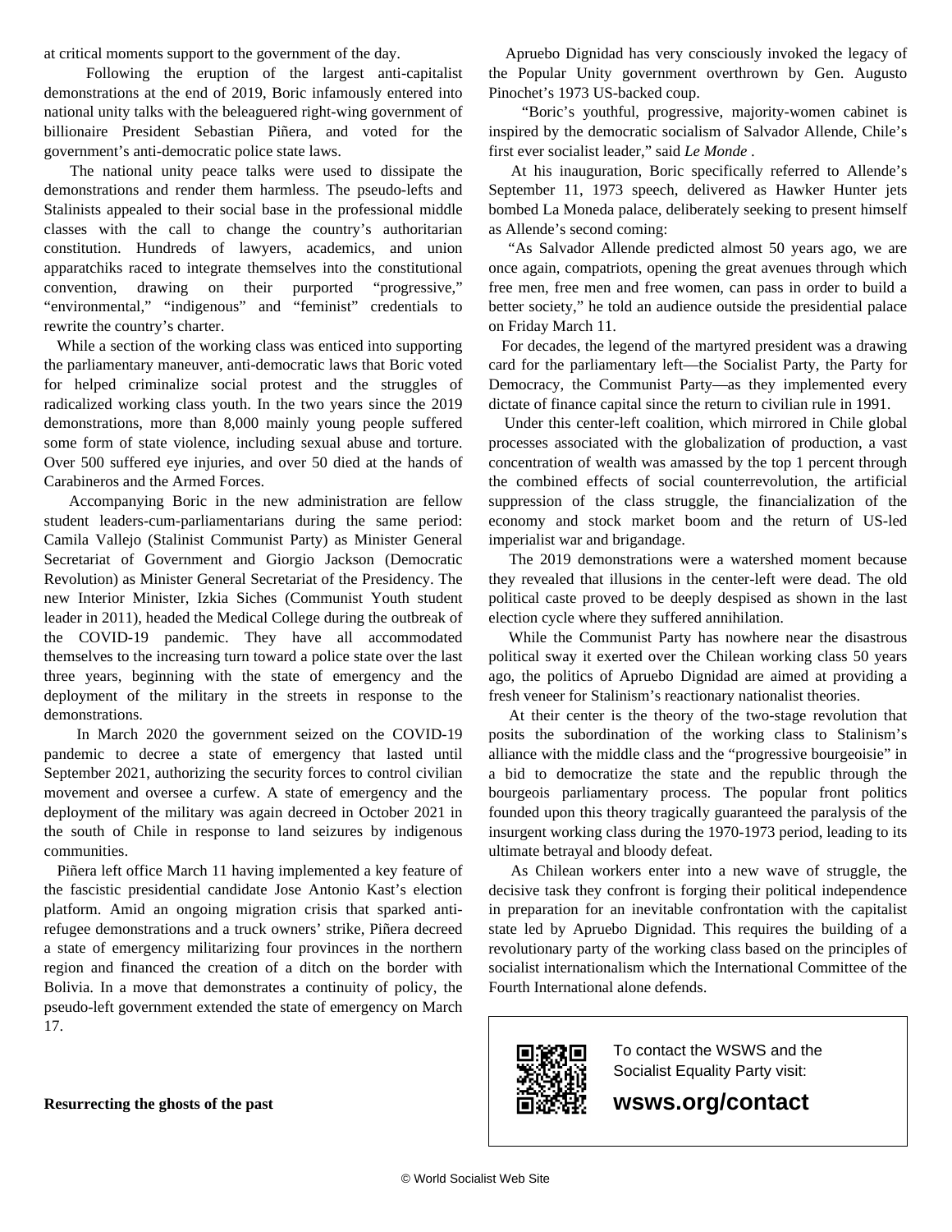at critical moments support to the government of the day.

Following the eruption of the largest anti-capitalist demonstrations at the end of 2019, Boric infamously entered into national unity talks with the beleaguered right-wing government of billionaire President Sebastian Piñera, and voted for the government's anti-democratic police state laws.

The national unity peace talks were used to dissipate the demonstrations and render them harmless. The pseudo-lefts and Stalinists appealed to their social base in the professional middle classes with the call to change the country's authoritarian constitution. Hundreds of lawyers, academics, and union apparatchiks raced to integrate themselves into the constitutional convention, drawing on their purported "progressive," "environmental," "indigenous" and "feminist" credentials to rewrite the country's charter.

While a section of the working class was enticed into supporting the parliamentary maneuver, anti-democratic laws that Boric voted for helped criminalize social protest and the struggles of radicalized working class youth. In the two years since the 2019 demonstrations, more than 8,000 mainly young people suffered some form of state violence, including sexual abuse and torture. Over 500 suffered eye injuries, and over 50 died at the hands of Carabineros and the Armed Forces.

Accompanying Boric in the new administration are fellow student leaders-cum-parliamentarians during the same period: Camila Vallejo (Stalinist Communist Party) as Minister General Secretariat of Government and Giorgio Jackson (Democratic Revolution) as Minister General Secretariat of the Presidency. The new Interior Minister, Izkia Siches (Communist Youth student leader in 2011), headed the Medical College during the outbreak of the COVID-19 pandemic. They have all accommodated themselves to the increasing turn toward a police state over the last three years, beginning with the state of emergency and the deployment of the military in the streets in response to the demonstrations.

In March 2020 the government seized on the COVID-19 pandemic to decree a state of emergency that lasted until September 2021, authorizing the security forces to control civilian movement and oversee a curfew. A state of emergency and the deployment of the military was again decreed in October 2021 in the south of Chile in response to land seizures by indigenous communities.

Piñera left office March 11 having implemented a key feature of the fascistic presidential candidate Jose Antonio Kast's election platform. Amid an ongoing migration crisis that sparked anti-refugee demonstrations and a truck owners' strike, Piñera decreed a state of emergency militarizing four provinces in the northern region and financed the creation of a ditch on the border with Bolivia. In a move that demonstrates a continuity of policy, the pseudo-left government extended the state of emergency on March 17.

**Resurrecting the ghosts of the past**

Apruebo Dignidad has very consciously invoked the legacy of the Popular Unity government overthrown by Gen. Augusto Pinochet's 1973 US-backed coup.

"Boric's youthful, progressive, majority-women cabinet is inspired by the democratic socialism of Salvador Allende, Chile's first ever socialist leader," said *Le Monde* .

At his inauguration, Boric specifically referred to Allende's September 11, 1973 speech, delivered as Hawker Hunter jets bombed La Moneda palace, deliberately seeking to present himself as Allende's second coming:

"As Salvador Allende predicted almost 50 years ago, we are once again, compatriots, opening the great avenues through which free men, free men and free women, can pass in order to build a better society," he told an audience outside the presidential palace on Friday March 11.

For decades, the legend of the martyred president was a drawing card for the parliamentary left—the Socialist Party, the Party for Democracy, the Communist Party—as they implemented every dictate of finance capital since the return to civilian rule in 1991.

Under this center-left coalition, which mirrored in Chile global processes associated with the globalization of production, a vast concentration of wealth was amassed by the top 1 percent through the combined effects of social counterrevolution, the artificial suppression of the class struggle, the financialization of the economy and stock market boom and the return of US-led imperialist war and brigandage.

The 2019 demonstrations were a watershed moment because they revealed that illusions in the center-left were dead. The old political caste proved to be deeply despised as shown in the last election cycle where they suffered annihilation.

While the Communist Party has nowhere near the disastrous political sway it exerted over the Chilean working class 50 years ago, the politics of Apruebo Dignidad are aimed at providing a fresh veneer for Stalinism's reactionary nationalist theories.

At their center is the theory of the two-stage revolution that posits the subordination of the working class to Stalinism's alliance with the middle class and the "progressive bourgeoisie" in a bid to democratize the state and the republic through the bourgeois parliamentary process. The popular front politics founded upon this theory tragically guaranteed the paralysis of the insurgent working class during the 1970-1973 period, leading to its ultimate betrayal and bloody defeat.

As Chilean workers enter into a new wave of struggle, the decisive task they confront is forging their political independence in preparation for an inevitable confrontation with the capitalist state led by Apruebo Dignidad. This requires the building of a revolutionary party of the working class based on the principles of socialist internationalism which the International Committee of the Fourth International alone defends.

To contact the WSWS and the Socialist Equality Party visit:

**wsws.org/contact**